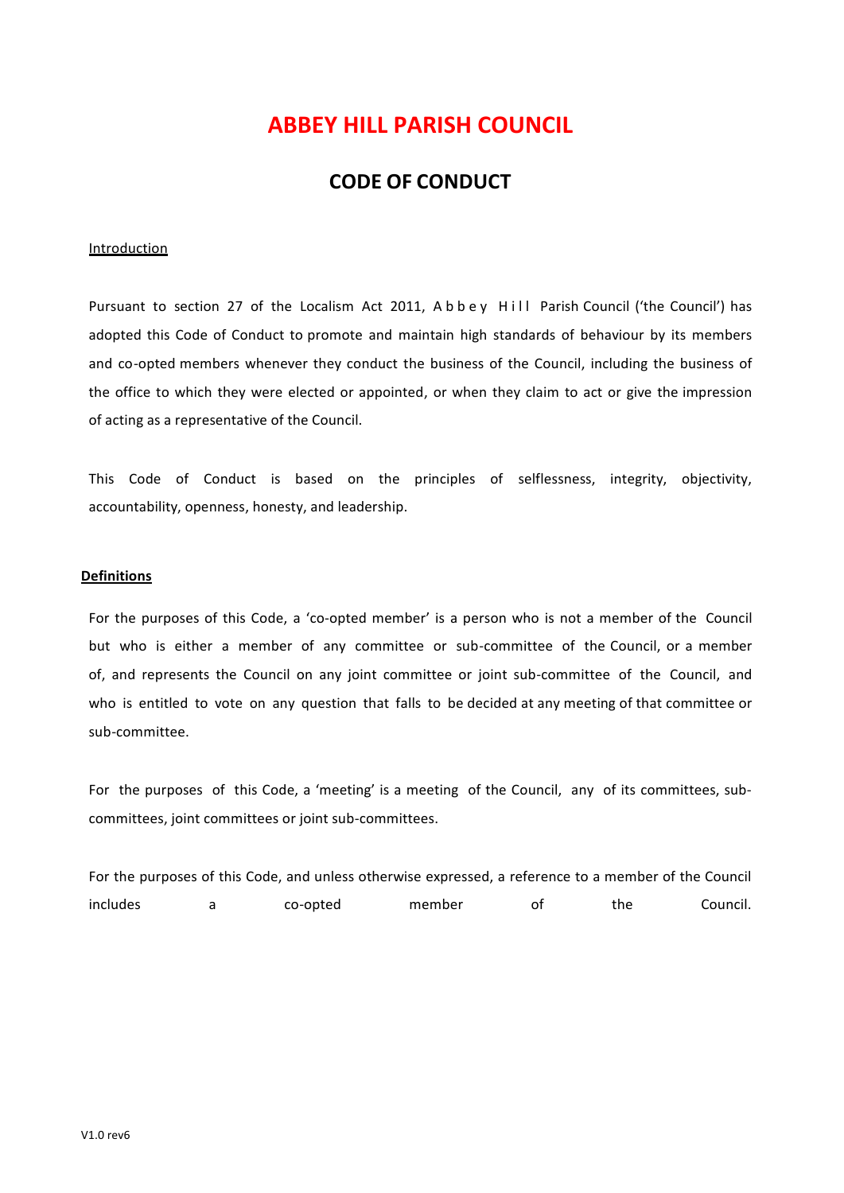# ABBEY HILL PARISH COUNCIL

## CODE OF CONDUCT

Introduction

Pursuant to section 27 of the Localism Act 2011, Abbey Hill Parish Council ('the Council') has adopted this Code of Conduct to promote and maintain high standards of behaviour by its members and co-opted members whenever they conduct the business of the Council, including the business of the office to which they were elected or appointed, or when they claim to act or give the impression of acting as a representative of the Council.

This Code of Conduct is based on the principles of selflessness, integrity, objectivity, accountability, openness, honesty, and leadership.

**Definitions**

For the purposes of this Code, a 'co-opted member' is a person who is not a member of the Council but who is either a member of any committee or sub-committee of the Council, or a member of, and represents the Council on any joint committee or joint sub-committee of the Council, and who is entitled to vote on any question that falls to be decided at any meeting of that committee or sub-committee.

For the purposes of this Code, a 'meeting' is a meeting of the Council, any of its committees, sub-committees, joint committees or joint sub-committees.

For the purposes of this Code, and unless otherwise expressed, a reference to a member of the Council includes a co-opted member of the Council.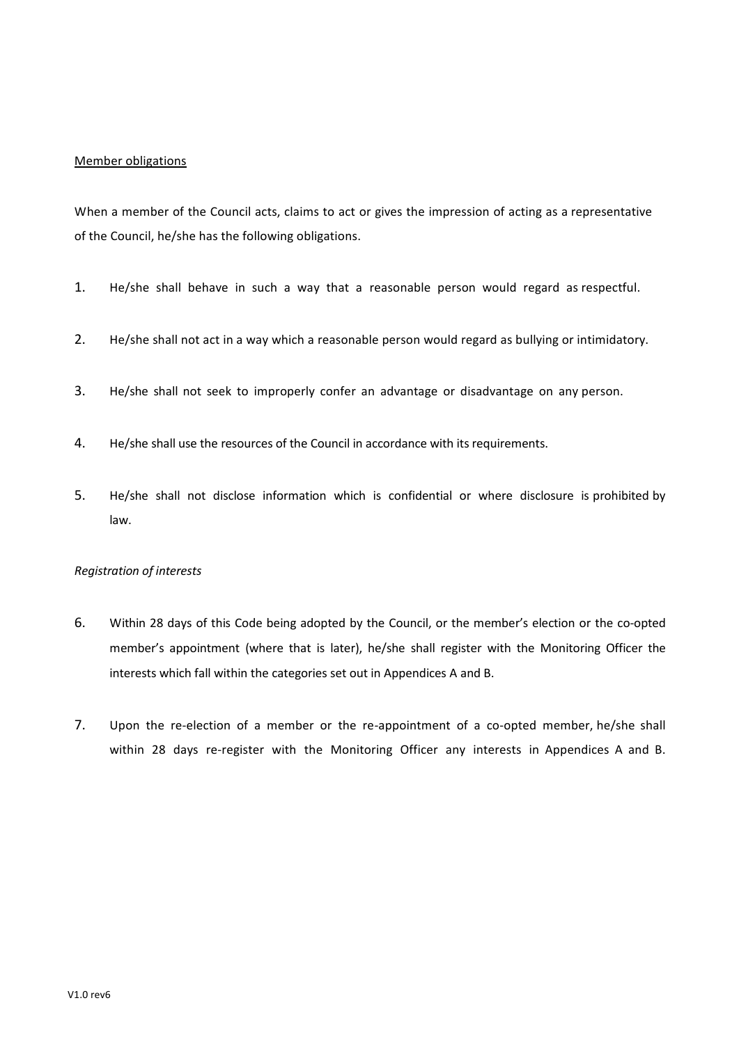Member obligations

When a member of the Council acts, claims to act or gives the impression of acting as a representative of the Council, he/she has the following obligations.

1. He/she shall behave in such a way that a reasonable person would regard as respectful.

2. He/she shall not act in a way which a reasonable person would regard as bullying or intimidatory.

3. He/she shall not seek to improperly confer an advantage or disadvantage on any person.

4. He/she shall use the resources of the Council in accordance with its requirements.

5. He/she shall not disclose information which is confidential or where disclosure is prohibited by law.

*Registration of interests*

6. Within 28 days of this Code being adopted by the Council, or the member's election or the co-opted member's appointment (where that is later), he/she shall register with the Monitoring Officer the interests which fall within the categories set out in Appendices A and B.

7. Upon the re-election of a member or the re-appointment of a co-opted member, he/she shall within 28 days re-register with the Monitoring Officer any interests in Appendices A and B.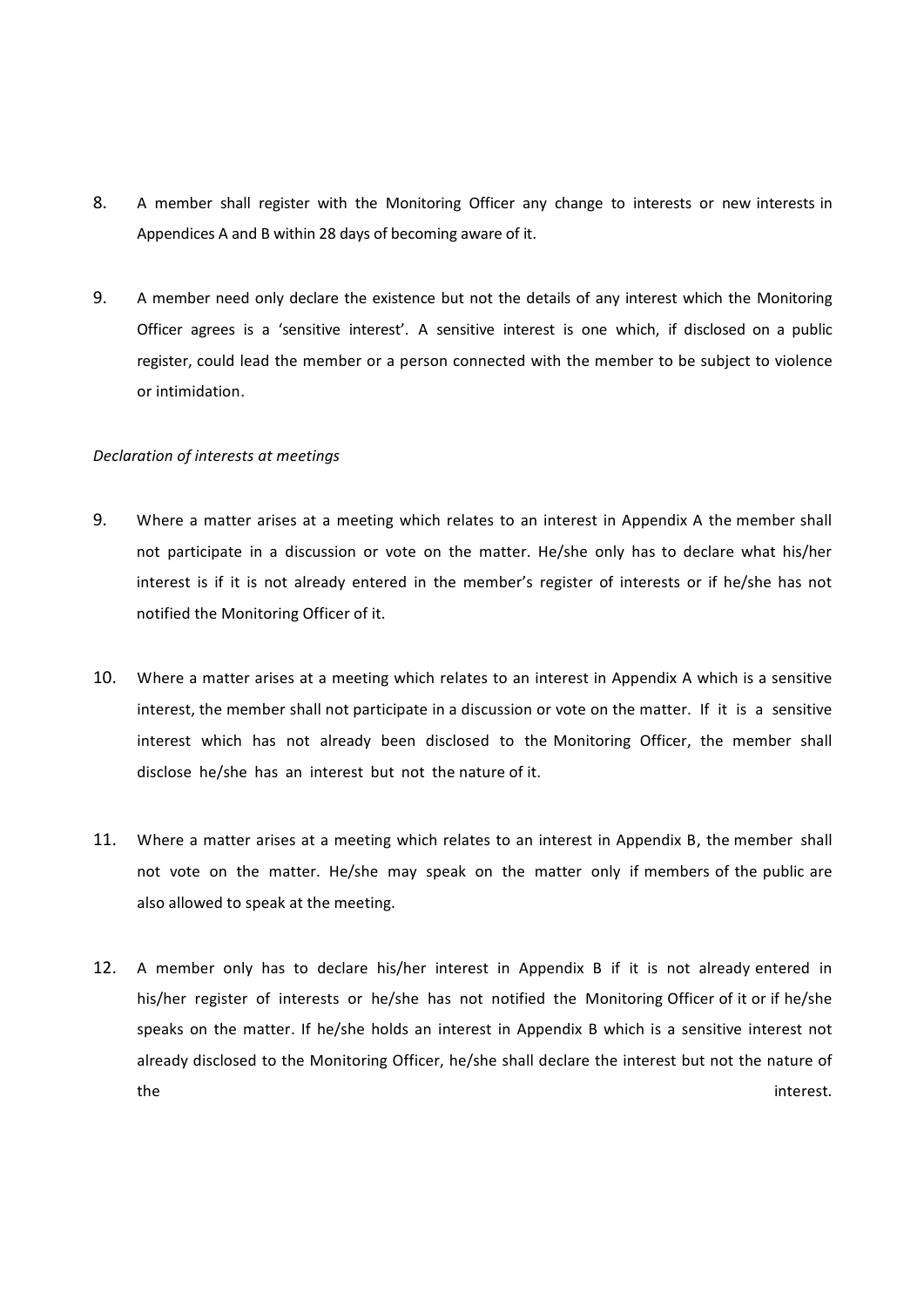8. A member shall register with the Monitoring Officer any change to interests or new interests in Appendices A and B within 28 days of becoming aware of it.

9. A member need only declare the existence but not the details of any interest which the Monitoring Officer agrees is a 'sensitive interest'. A sensitive interest is one which, if disclosed on a public register, could lead the member or a person connected with the member to be subject to violence or intimidation.

*Declaration of interests at meetings*

9. Where a matter arises at a meeting which relates to an interest in Appendix A the member shall not participate in a discussion or vote on the matter. He/she only has to declare what his/her interest is if it is not already entered in the member's register of interests or if he/she has not notified the Monitoring Officer of it.

10. Where a matter arises at a meeting which relates to an interest in Appendix A which is a sensitive interest, the member shall not participate in a discussion or vote on the matter. If it is a sensitive interest which has not already been disclosed to the Monitoring Officer, the member shall disclose he/she has an interest but not the nature of it.

11. Where a matter arises at a meeting which relates to an interest in Appendix B, the member shall not vote on the matter. He/she may speak on the matter only if members of the public are also allowed to speak at the meeting.

12. A member only has to declare his/her interest in Appendix B if it is not already entered in his/her register of interests or he/she has not notified the Monitoring Officer of it or if he/she speaks on the matter. If he/she holds an interest in Appendix B which is a sensitive interest not already disclosed to the Monitoring Officer, he/she shall declare the interest but not the nature of the interest.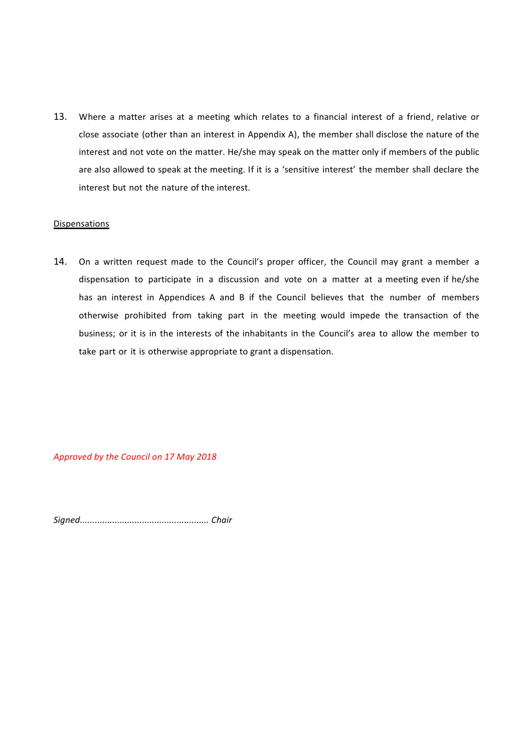13. Where a matter arises at a meeting which relates to a financial interest of a friend, relative or close associate (other than an interest in Appendix A), the member shall disclose the nature of the interest and not vote on the matter. He/she may speak on the matter only if members of the public are also allowed to speak at the meeting. If it is a 'sensitive interest' the member shall declare the interest but not the nature of the interest.

<u>Dispensations</u>

14. On a written request made to the Council's proper officer, the Council may grant a member a dispensation to participate in a discussion and vote on a matter at a meeting even if he/she has an interest in Appendices A and B if the Council believes that the number of members otherwise prohibited from taking part in the meeting would impede the transaction of the business; or it is in the interests of the inhabitants in the Council's area to allow the member to take part or it is otherwise appropriate to grant a dispensation.

*Approved by the Council on 17 May 2018*

*Signed.................................................... Chair*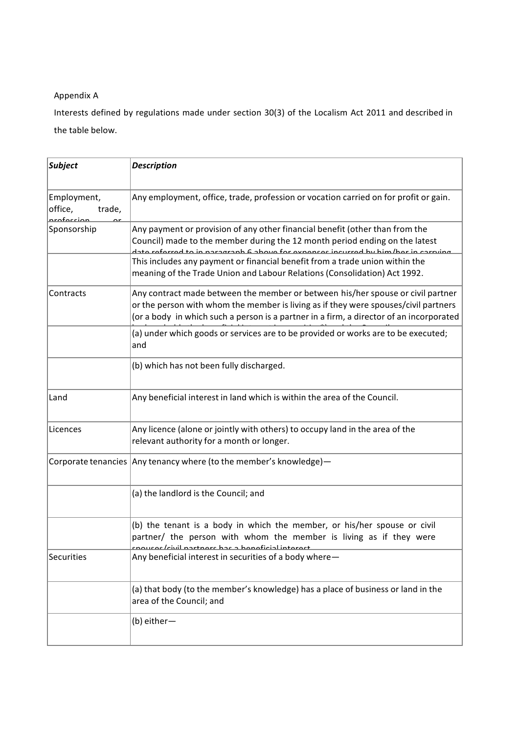Appendix A

Interests defined by regulations made under section 30(3) of the Localism Act 2011 and described in the table below.

| ***Subject*** | ***Description*** |
|---|---|
| Employment, office, trade, profession or | Any employment, office, trade, profession or vocation carried on for profit or gain. |
| Sponsorship | Any payment or provision of any other financial benefit (other than from the Council) made to the member during the 12 month period ending on the latest date referred to in paragraph 6 above for expenses incurred by him/her in carrying |
| | This includes any payment or financial benefit from a trade union within the meaning of the Trade Union and Labour Relations (Consolidation) Act 1992. |
| Contracts | Any contract made between the member or between his/her spouse or civil partner or the person with whom the member is living as if they were spouses/civil partners (or a body in which such a person is a partner in a firm, a director of an incorporated |
| | (a) under which goods or services are to be provided or works are to be executed; and |
| | (b) which has not been fully discharged. |
| Land | Any beneficial interest in land which is within the area of the Council. |
| Licences | Any licence (alone or jointly with others) to occupy land in the area of the relevant authority for a month or longer. |
| Corporate tenancies | Any tenancy where (to the member's knowledge)— |
| | (a) the landlord is the Council; and |
| | (b) the tenant is a body in which the member, or his/her spouse or civil partner/ the person with whom the member is living as if they were spouses/civil partners has a beneficial interest |
| Securities | Any beneficial interest in securities of a body where— |
| | (a) that body (to the member's knowledge) has a place of business or land in the area of the Council; and |
| | (b) either— |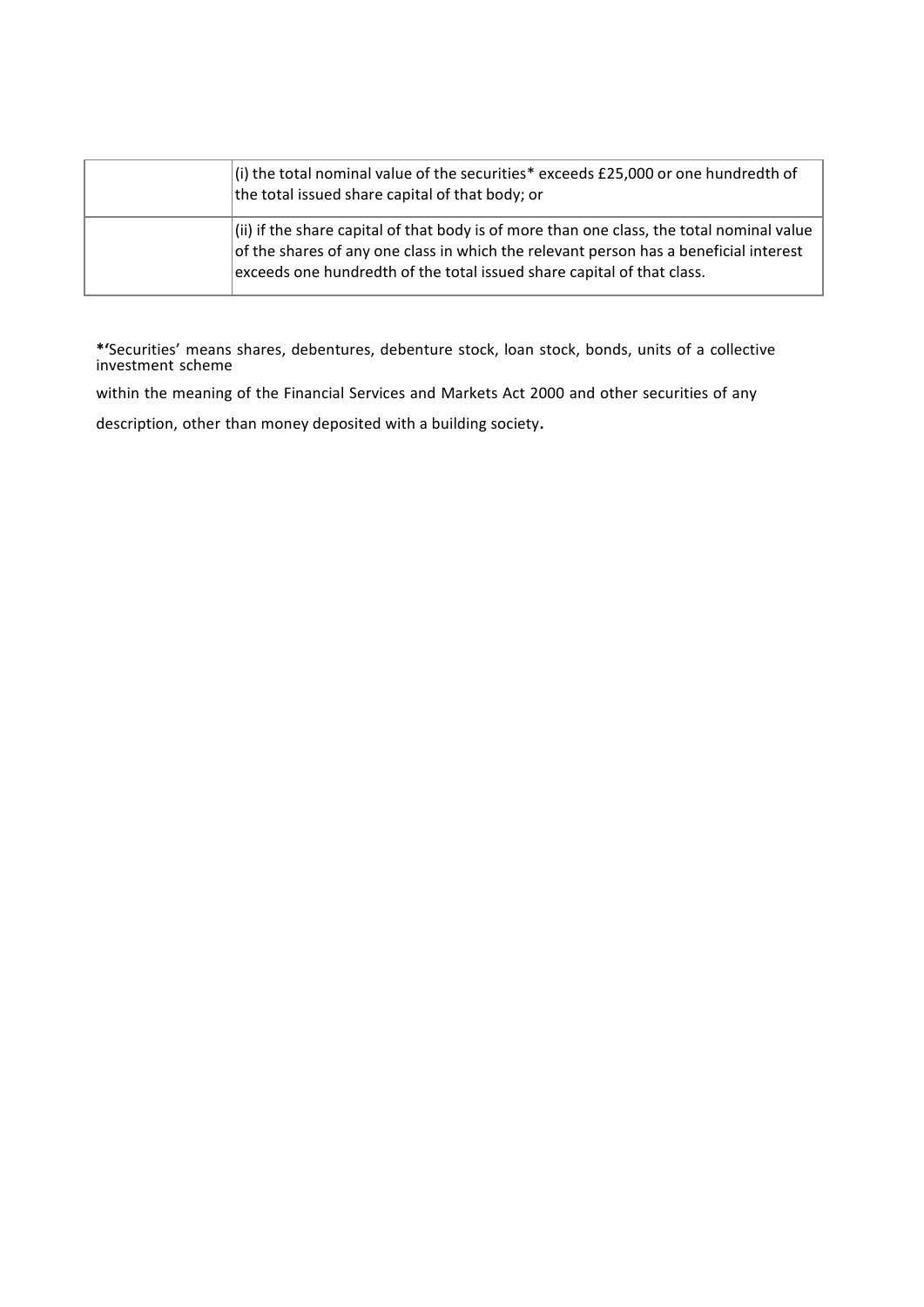| | |
|---|---|
| | (i) the total nominal value of the securities* exceeds £25,000 or one hundredth of the total issued share capital of that body; or |
| | (ii) if the share capital of that body is of more than one class, the total nominal value of the shares of any one class in which the relevant person has a beneficial interest exceeds one hundredth of the total issued share capital of that class. |

**\*'**Securities' means shares, debentures, debenture stock, loan stock, bonds, units of a collective investment scheme

within the meaning of the Financial Services and Markets Act 2000 and other securities of any

description, other than money deposited with a building society**.**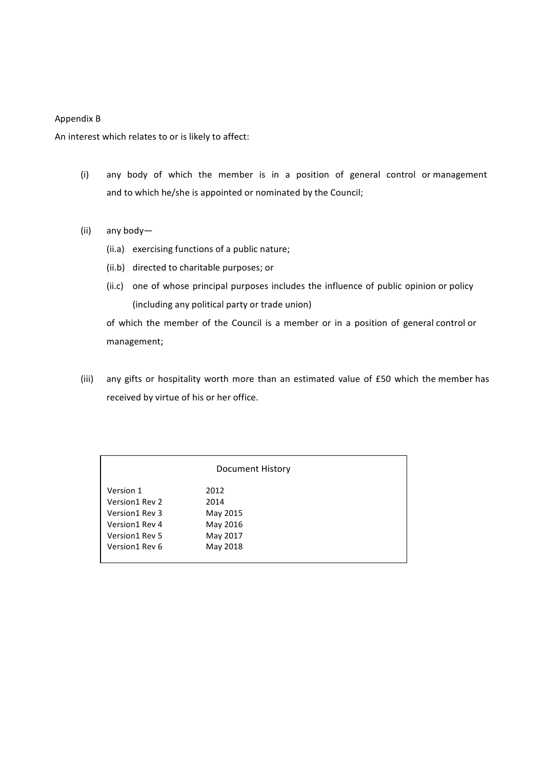Appendix B

An interest which relates to or is likely to affect:

(i) any body of which the member is in a position of general control or management and to which he/she is appointed or nominated by the Council;

(ii) any body—

(ii.a) exercising functions of a public nature;

(ii.b) directed to charitable purposes; or

(ii.c) one of whose principal purposes includes the influence of public opinion or policy (including any political party or trade union)

of which the member of the Council is a member or in a position of general control or management;

(iii) any gifts or hospitality worth more than an estimated value of £50 which the member has received by virtue of his or her office.

| Document History | |
|---|---|
| Version 1 | 2012 |
| Version1 Rev 2 | 2014 |
| Version1 Rev 3 | May 2015 |
| Version1 Rev 4 | May 2016 |
| Version1 Rev 5 | May 2017 |
| Version1 Rev 6 | May 2018 |